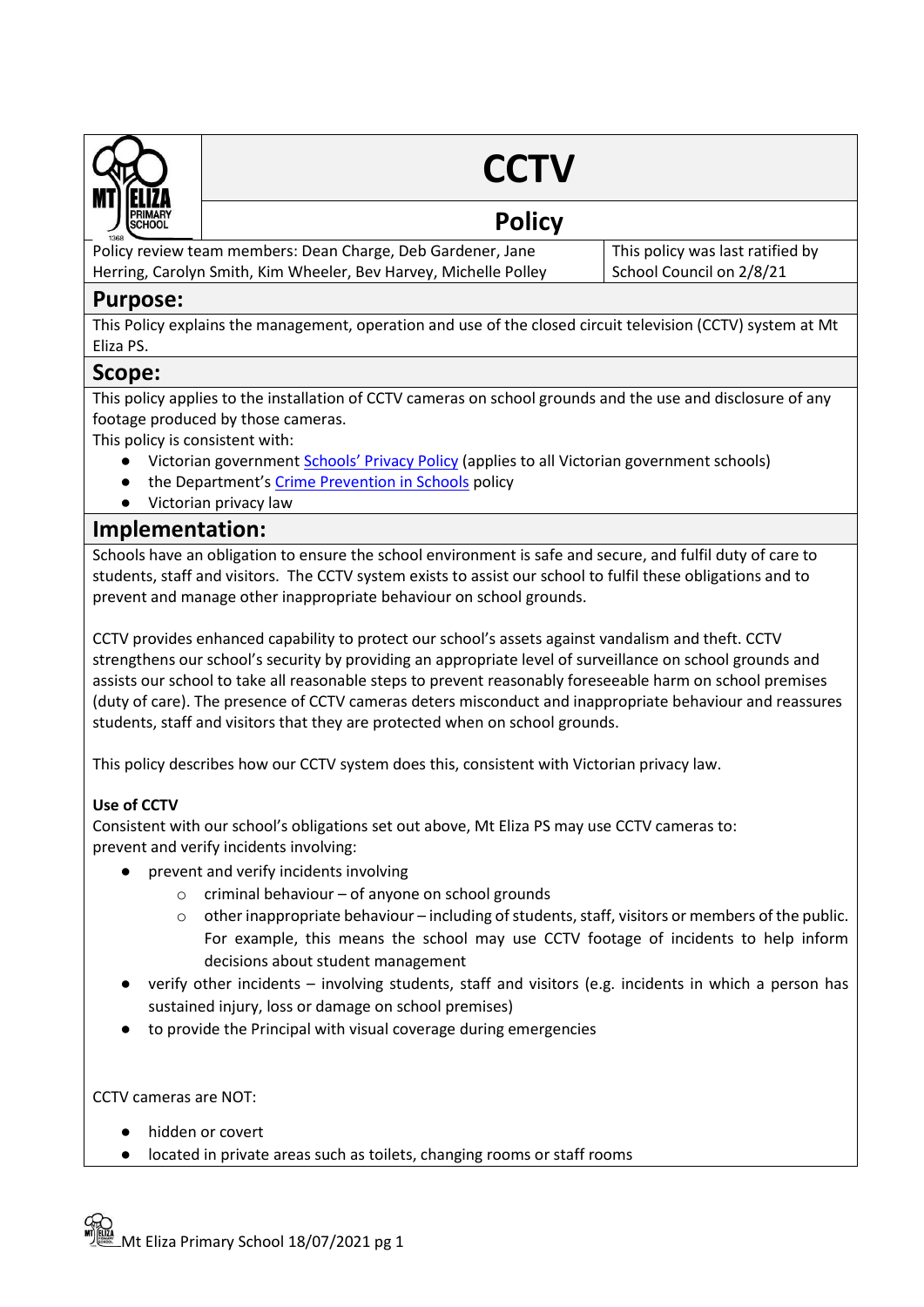# CCTV

## Policy

| Policy review team members: Dean Charge, Deb Gardener, Jane Herring, Carolyn Smith, Kim Wheeler, Bev Harvey, Michelle Polley | This policy was last ratified by School Council on 2/8/21 |
| --- | --- |

## Purpose:

This Policy explains the management, operation and use of the closed circuit television (CCTV) system at Mt Eliza PS.

## Scope:

This policy applies to the installation of CCTV cameras on school grounds and the use and disclosure of any footage produced by those cameras.

This policy is consistent with:

- Victorian government Schools' Privacy Policy (applies to all Victorian government schools)
- the Department's Crime Prevention in Schools policy
- Victorian privacy law

## Implementation:

Schools have an obligation to ensure the school environment is safe and secure, and fulfil duty of care to students, staff and visitors. The CCTV system exists to assist our school to fulfil these obligations and to prevent and manage other inappropriate behaviour on school grounds.

CCTV provides enhanced capability to protect our school's assets against vandalism and theft. CCTV strengthens our school's security by providing an appropriate level of surveillance on school grounds and assists our school to take all reasonable steps to prevent reasonably foreseeable harm on school premises (duty of care). The presence of CCTV cameras deters misconduct and inappropriate behaviour and reassures students, staff and visitors that they are protected when on school grounds.

This policy describes how our CCTV system does this, consistent with Victorian privacy law.

**Use of CCTV**

Consistent with our school's obligations set out above, Mt Eliza PS may use CCTV cameras to:
prevent and verify incidents involving:

- prevent and verify incidents involving
  - criminal behaviour – of anyone on school grounds
  - other inappropriate behaviour – including of students, staff, visitors or members of the public. For example, this means the school may use CCTV footage of incidents to help inform decisions about student management
- verify other incidents – involving students, staff and visitors (e.g. incidents in which a person has sustained injury, loss or damage on school premises)
- to provide the Principal with visual coverage during emergencies

CCTV cameras are NOT:

- hidden or covert
- located in private areas such as toilets, changing rooms or staff rooms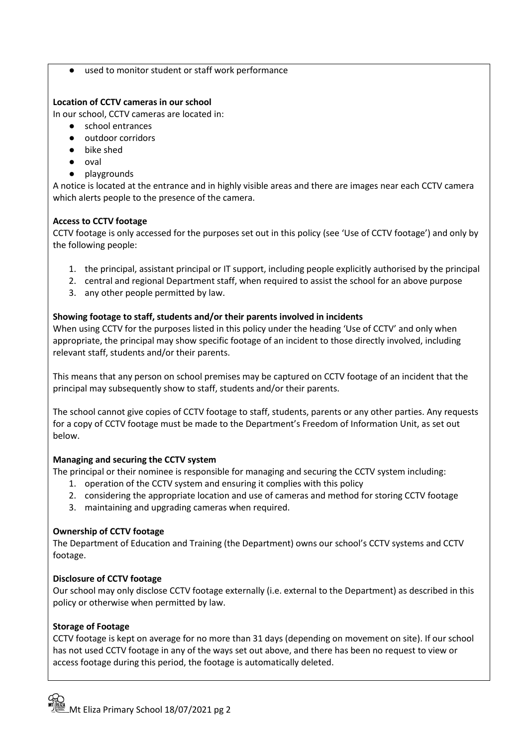- used to monitor student or staff work performance

**Location of CCTV cameras in our school**

In our school, CCTV cameras are located in:

- school entrances
- outdoor corridors
- bike shed
- oval
- playgrounds

A notice is located at the entrance and in highly visible areas and there are images near each CCTV camera which alerts people to the presence of the camera.

**Access to CCTV footage**

CCTV footage is only accessed for the purposes set out in this policy (see 'Use of CCTV footage') and only by the following people:

1. the principal, assistant principal or IT support, including people explicitly authorised by the principal
2. central and regional Department staff, when required to assist the school for an above purpose
3. any other people permitted by law.

**Showing footage to staff, students and/or their parents involved in incidents**

When using CCTV for the purposes listed in this policy under the heading 'Use of CCTV' and only when appropriate, the principal may show specific footage of an incident to those directly involved, including relevant staff, students and/or their parents.

This means that any person on school premises may be captured on CCTV footage of an incident that the principal may subsequently show to staff, students and/or their parents.

The school cannot give copies of CCTV footage to staff, students, parents or any other parties. Any requests for a copy of CCTV footage must be made to the Department's Freedom of Information Unit, as set out below.

**Managing and securing the CCTV system**

The principal or their nominee is responsible for managing and securing the CCTV system including:

1. operation of the CCTV system and ensuring it complies with this policy
2. considering the appropriate location and use of cameras and method for storing CCTV footage
3. maintaining and upgrading cameras when required.

**Ownership of CCTV footage**

The Department of Education and Training (the Department) owns our school's CCTV systems and CCTV footage.

**Disclosure of CCTV footage**

Our school may only disclose CCTV footage externally (i.e. external to the Department) as described in this policy or otherwise when permitted by law.

**Storage of Footage**

CCTV footage is kept on average for no more than 31 days (depending on movement on site). If our school has not used CCTV footage in any of the ways set out above, and there has been no request to view or access footage during this period, the footage is automatically deleted.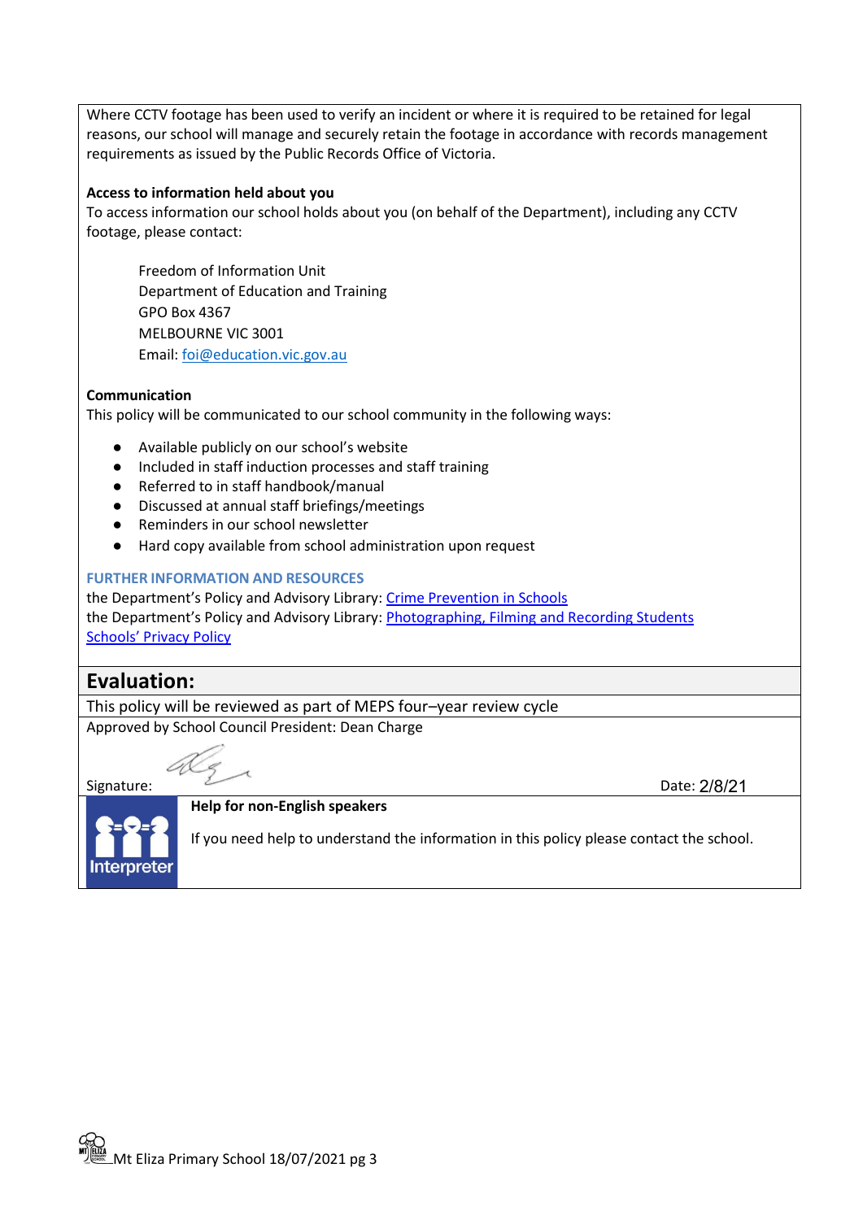Where CCTV footage has been used to verify an incident or where it is required to be retained for legal reasons, our school will manage and securely retain the footage in accordance with records management requirements as issued by the Public Records Office of Victoria.

**Access to information held about you**

To access information our school holds about you (on behalf of the Department), including any CCTV footage, please contact:

Freedom of Information Unit
Department of Education and Training
GPO Box 4367
MELBOURNE VIC 3001
Email: foi@education.vic.gov.au

**Communication**

This policy will be communicated to our school community in the following ways:

- Available publicly on our school's website
- Included in staff induction processes and staff training
- Referred to in staff handbook/manual
- Discussed at annual staff briefings/meetings
- Reminders in our school newsletter
- Hard copy available from school administration upon request

## FURTHER INFORMATION AND RESOURCES

the Department's Policy and Advisory Library: Crime Prevention in Schools
the Department's Policy and Advisory Library: Photographing, Filming and Recording Students
Schools' Privacy Policy

## Evaluation:

This policy will be reviewed as part of MEPS four–year review cycle

Approved by School Council President: Dean Charge

Signature: Date: 2/8/21

**Help for non-English speakers**

If you need help to understand the information in this policy please contact the school.